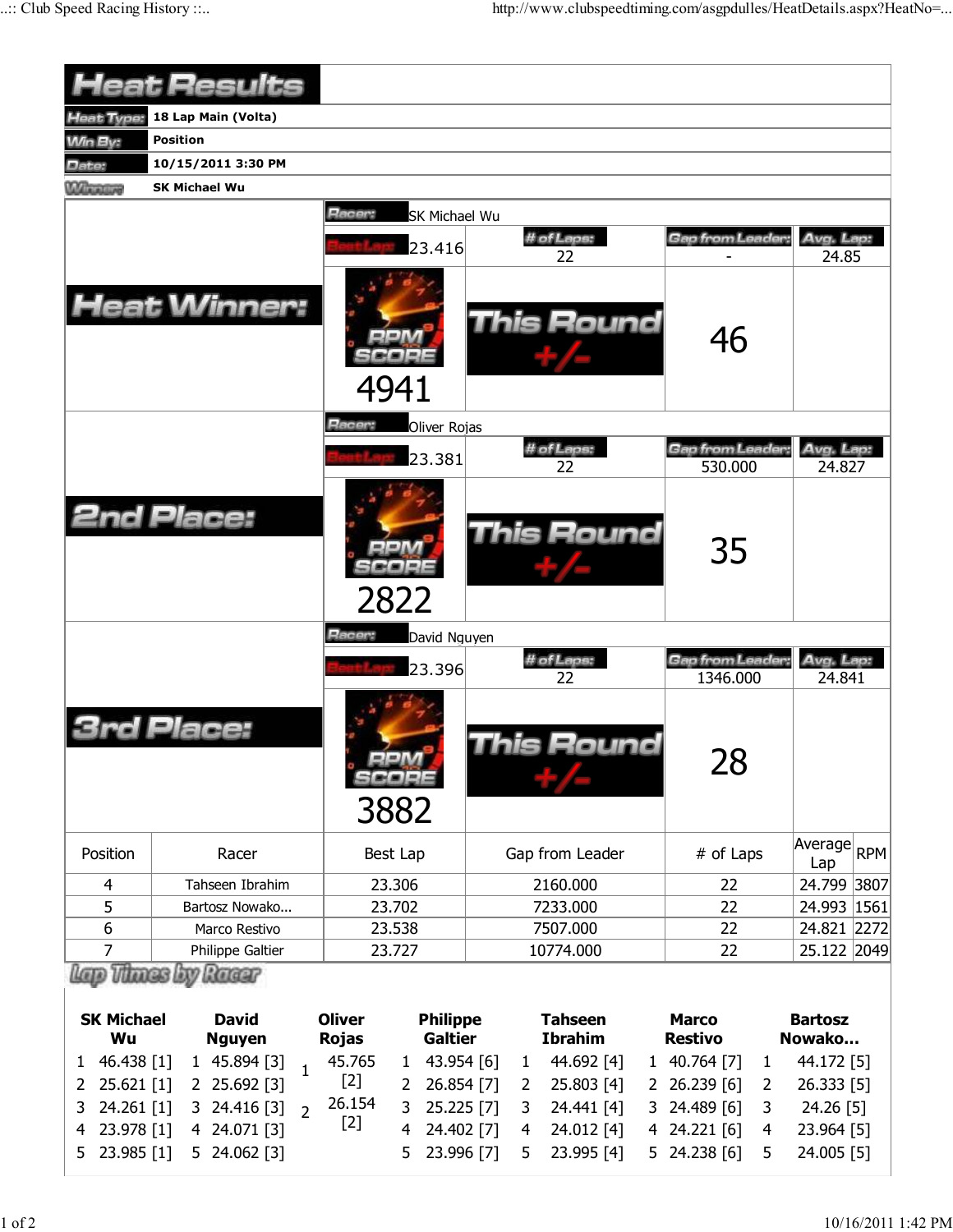# Heat Results

| | |
|---|---|
| **Heat Type:** | 18 Lap Main (Volta) |
| **Win By:** | Position |
| **Date:** | 10/15/2011 3:30 PM |
| **Winners** | SK Michael Wu |

## Heat Winner:

| Racer: | SK Michael Wu | | |
|---|---|---|---|
| Best Lap: 23.416 | # of Laps: 22 | Gap from Leader: - | Avg. Lap: 24.85 |
| RPM SCORE 4941 | This Round +/- | 46 | |

## 2nd Place:

| Racer: | Oliver Rojas | | |
|---|---|---|---|
| Best Lap: 23.381 | # of Laps: 22 | Gap from Leader: 530.000 | Avg. Lap: 24.827 |
| RPM SCORE 2822 | This Round +/- | 35 | |

## 3rd Place:

| Racer: | David Nguyen | | |
|---|---|---|---|
| Best Lap: 23.396 | # of Laps: 22 | Gap from Leader: 1346.000 | Avg. Lap: 24.841 |
| RPM SCORE 3882 | This Round +/- | 28 | |

| Position | Racer | Best Lap | Gap from Leader | # of Laps | Average Lap | RPM |
|---|---|---|---|---|---|---|
| 4 | Tahseen Ibrahim | 23.306 | 2160.000 | 22 | 24.799 | 3807 |
| 5 | Bartosz Nowako... | 23.702 | 7233.000 | 22 | 24.993 | 1561 |
| 6 | Marco Restivo | 23.538 | 7507.000 | 22 | 24.821 | 2272 |
| 7 | Philippe Galtier | 23.727 | 10774.000 | 22 | 25.122 | 2049 |

## Lap Times by Racer

| Lap | SK Michael Wu | David Nguyen | Oliver Rojas | Philippe Galtier | Tahseen Ibrahim | Marco Restivo | Bartosz Nowako... |
|---|---|---|---|---|---|---|---|
| 1 | 46.438 [1] | 45.894 [3] | 45.765 [2] | 43.954 [6] | 44.692 [4] | 40.764 [7] | 44.172 [5] |
| 2 | 25.621 [1] | 25.692 [3] | 26.154 [2] | 26.854 [7] | 25.803 [4] | 26.239 [6] | 26.333 [5] |
| 3 | 24.261 [1] | 24.416 [3] | | 25.225 [7] | 24.441 [4] | 24.489 [6] | 24.26 [5] |
| 4 | 23.978 [1] | 24.071 [3] | | 24.402 [7] | 24.012 [4] | 24.221 [6] | 23.964 [5] |
| 5 | 23.985 [1] | 24.062 [3] | | 23.996 [7] | 23.995 [4] | 24.238 [6] | 24.005 [5] |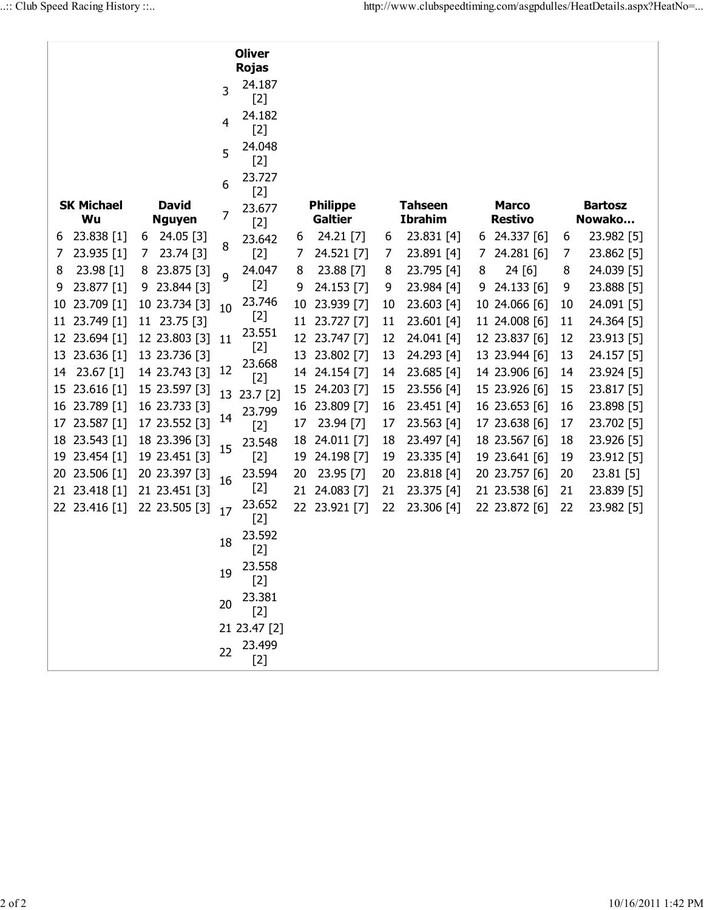| SK Michael Wu | | David Nguyen | | Oliver Rojas | | Philippe Galtier | | Tahseen Ibrahim | | Marco Restivo | | Bartosz Nowako… | |
|---|---|---|---|---|---|---|---|---|---|---|---|---|---|
| | | | | 3 | 24.187 [2] | | | | | | | | |
| | | | | 4 | 24.182 [2] | | | | | | | | |
| | | | | 5 | 24.048 [2] | | | | | | | | |
| 6 | 23.838 [1] | 6 | 24.05 [3] | 6 | 23.727 [2] | 6 | 24.21 [7] | 6 | 23.831 [4] | 6 | 24.337 [6] | 6 | 23.982 [5] |
| 7 | 23.935 [1] | 7 | 23.74 [3] | 7 | 23.677 [2] | 7 | 24.521 [7] | 7 | 23.891 [4] | 7 | 24.281 [6] | 7 | 23.862 [5] |
| 8 | 23.98 [1] | 8 | 23.875 [3] | 8 | 23.642 [2] | 8 | 23.88 [7] | 8 | 23.795 [4] | 8 | 24 [6] | 8 | 24.039 [5] |
| 9 | 23.877 [1] | 9 | 23.844 [3] | 9 | 24.047 [2] | 9 | 24.153 [7] | 9 | 23.984 [4] | 9 | 24.133 [6] | 9 | 23.888 [5] |
| 10 | 23.709 [1] | 10 | 23.734 [3] | 10 | 23.746 [2] | 10 | 23.939 [7] | 10 | 23.603 [4] | 10 | 24.066 [6] | 10 | 24.091 [5] |
| 11 | 23.749 [1] | 11 | 23.75 [3] | 11 | 23.551 [2] | 11 | 23.727 [7] | 11 | 23.601 [4] | 11 | 24.008 [6] | 11 | 24.364 [5] |
| 12 | 23.694 [1] | 12 | 23.803 [3] | 12 | 23.668 [2] | 12 | 23.747 [7] | 12 | 24.041 [4] | 12 | 23.837 [6] | 12 | 23.913 [5] |
| 13 | 23.636 [1] | 13 | 23.736 [3] | 13 | 23.7 [2] | 13 | 23.802 [7] | 13 | 24.293 [4] | 13 | 23.944 [6] | 13 | 24.157 [5] |
| 14 | 23.67 [1] | 14 | 23.743 [3] | 14 | 23.799 [2] | 14 | 24.154 [7] | 14 | 23.685 [4] | 14 | 23.906 [6] | 14 | 23.924 [5] |
| 15 | 23.616 [1] | 15 | 23.597 [3] | 15 | 23.548 [2] | 15 | 24.203 [7] | 15 | 23.556 [4] | 15 | 23.926 [6] | 15 | 23.817 [5] |
| 16 | 23.789 [1] | 16 | 23.733 [3] | 16 | 23.594 [2] | 16 | 23.809 [7] | 16 | 23.451 [4] | 16 | 23.653 [6] | 16 | 23.898 [5] |
| 17 | 23.587 [1] | 17 | 23.552 [3] | 17 | 23.652 [2] | 17 | 23.94 [7] | 17 | 23.563 [4] | 17 | 23.638 [6] | 17 | 23.702 [5] |
| 18 | 23.543 [1] | 18 | 23.396 [3] | 18 | 23.592 [2] | 18 | 24.011 [7] | 18 | 23.497 [4] | 18 | 23.567 [6] | 18 | 23.926 [5] |
| 19 | 23.454 [1] | 19 | 23.451 [3] | 19 | 23.558 [2] | 19 | 24.198 [7] | 19 | 23.335 [4] | 19 | 23.641 [6] | 19 | 23.912 [5] |
| 20 | 23.506 [1] | 20 | 23.397 [3] | 20 | 23.381 [2] | 20 | 23.95 [7] | 20 | 23.818 [4] | 20 | 23.757 [6] | 20 | 23.81 [5] |
| 21 | 23.418 [1] | 21 | 23.451 [3] | 21 | 23.47 [2] | 21 | 24.083 [7] | 21 | 23.375 [4] | 21 | 23.538 [6] | 21 | 23.839 [5] |
| 22 | 23.416 [1] | 22 | 23.505 [3] | 22 | 23.499 [2] | 22 | 23.921 [7] | 22 | 23.306 [4] | 22 | 23.872 [6] | 22 | 23.982 [5] |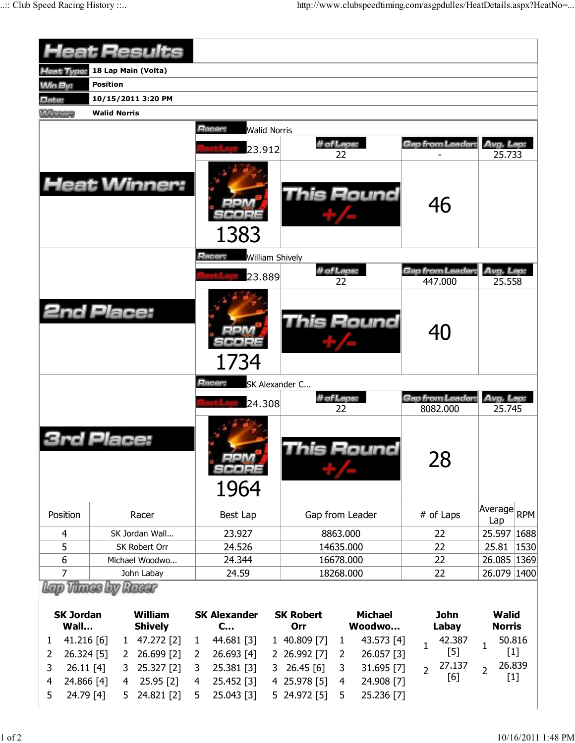# Heat Results

| | |
|---|---|
| **Heat Type:** | **18 Lap Main (Volta)** |
| **Win By:** | **Position** |
| **Date:** | **10/15/2011 3:20 PM** |
| **Winners** | **Walid Norris** |

## Heat Winner:

**Racer:** Walid Norris

| Best Lap: | # of Laps: | Gap from Leader: | Avg. Lap: |
|---|---|---|---|
| 23.912 | 22 | - | 25.733 |

RPM SCORE: 1383

This Round +/-: 46

## 2nd Place:

**Racer:** William Shively

| Best Lap: | # of Laps: | Gap from Leader: | Avg. Lap: |
|---|---|---|---|
| 23.889 | 22 | 447.000 | 25.558 |

RPM SCORE: 1734

This Round +/-: 40

## 3rd Place:

**Racer:** SK Alexander C...

| Best Lap: | # of Laps: | Gap from Leader: | Avg. Lap: |
|---|---|---|---|
| 24.308 | 22 | 8082.000 | 25.745 |

RPM SCORE: 1964

This Round +/-: 28

| Position | Racer | Best Lap | Gap from Leader | # of Laps | Average Lap | RPM |
|---|---|---|---|---|---|---|
| 4 | SK Jordan Wall... | 23.927 | 8863.000 | 22 | 25.597 | 1688 |
| 5 | SK Robert Orr | 24.526 | 14635.000 | 22 | 25.81 | 1530 |
| 6 | Michael Woodwo... | 24.344 | 16678.000 | 22 | 26.085 | 1369 |
| 7 | John Labay | 24.59 | 18268.000 | 22 | 26.079 | 1400 |

## Lap Times by Racer

| Lap | SK Jordan Wall... | William Shively | SK Alexander C... | SK Robert Orr | Michael Woodwo... | John Labay | Walid Norris |
|---|---|---|---|---|---|---|---|
| 1 | 41.216 [6] | 47.272 [2] | 44.681 [3] | 40.809 [7] | 43.573 [4] | 42.387 [5] | 50.816 [1] |
| 2 | 26.324 [5] | 26.699 [2] | 26.693 [4] | 26.992 [7] | 26.057 [3] | 27.137 [6] | 26.839 [1] |
| 3 | 26.11 [4] | 25.327 [2] | 25.381 [3] | 26.45 [6] | 31.695 [7] | | |
| 4 | 24.866 [4] | 25.95 [2] | 25.452 [3] | 25.978 [5] | 24.908 [7] | | |
| 5 | 24.79 [4] | 24.821 [2] | 25.043 [3] | 24.972 [5] | 25.236 [7] | | |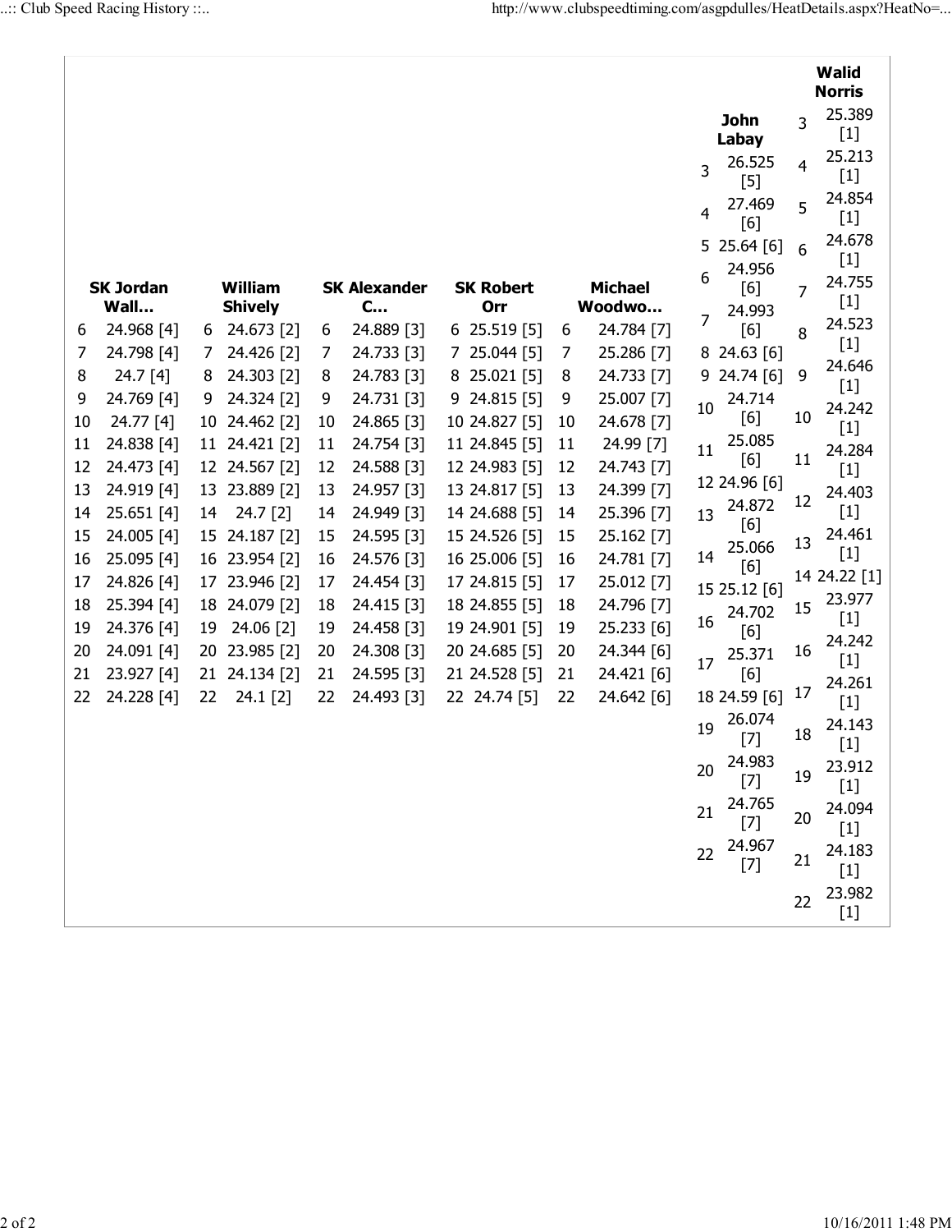| SK Jordan Wall... | | William Shively | | SK Alexander C... | | SK Robert Orr | | Michael Woodwo... | | John Labay | | Walid Norris | |
|---|---|---|---|---|---|---|---|---|---|---|---|---|---|
| | | | | | | | | | | | | 3 | 25.389 [1] |
| | | | | | | | | | | 3 | 26.525 [5] | 4 | 25.213 [1] |
| | | | | | | | | | | 4 | 27.469 [6] | 5 | 24.854 [1] |
| | | | | | | | | | | 5 | 25.64 [6] | 6 | 24.678 [1] |
| 6 | 24.968 [4] | 6 | 24.673 [2] | 6 | 24.889 [3] | 6 | 25.519 [5] | 6 | 24.784 [7] | 6 | 24.956 [6] | 7 | 24.755 [1] |
| 7 | 24.798 [4] | 7 | 24.426 [2] | 7 | 24.733 [3] | 7 | 25.044 [5] | 7 | 25.286 [7] | 7 | 24.993 [6] | 8 | 24.523 [1] |
| 8 | 24.7 [4] | 8 | 24.303 [2] | 8 | 24.783 [3] | 8 | 25.021 [5] | 8 | 24.733 [7] | 8 | 24.63 [6] | 9 | 24.646 [1] |
| 9 | 24.769 [4] | 9 | 24.324 [2] | 9 | 24.731 [3] | 9 | 24.815 [5] | 9 | 25.007 [7] | 9 | 24.74 [6] | 10 | 24.242 [1] |
| 10 | 24.77 [4] | 10 | 24.462 [2] | 10 | 24.865 [3] | 10 | 24.827 [5] | 10 | 24.678 [7] | 10 | 24.714 [6] | 11 | 24.284 [1] |
| 11 | 24.838 [4] | 11 | 24.421 [2] | 11 | 24.754 [3] | 11 | 24.845 [5] | 11 | 24.99 [7] | 11 | 25.085 [6] | 12 | 24.403 [1] |
| 12 | 24.473 [4] | 12 | 24.567 [2] | 12 | 24.588 [3] | 12 | 24.983 [5] | 12 | 24.743 [7] | 12 | 24.96 [6] | 13 | 24.461 [1] |
| 13 | 24.919 [4] | 13 | 23.889 [2] | 13 | 24.957 [3] | 13 | 24.817 [5] | 13 | 24.399 [7] | 13 | 24.872 [6] | 14 | 24.22 [1] |
| 14 | 25.651 [4] | 14 | 24.7 [2] | 14 | 24.949 [3] | 14 | 24.688 [5] | 14 | 25.396 [7] | 14 | 25.066 [6] | 15 | 23.977 [1] |
| 15 | 24.005 [4] | 15 | 24.187 [2] | 15 | 24.595 [3] | 15 | 24.526 [5] | 15 | 25.162 [7] | 15 | 25.12 [6] | 16 | 24.242 [1] |
| 16 | 25.095 [4] | 16 | 23.954 [2] | 16 | 24.576 [3] | 16 | 25.006 [5] | 16 | 24.781 [7] | 16 | 24.702 [6] | 17 | 24.261 [1] |
| 17 | 24.826 [4] | 17 | 23.946 [2] | 17 | 24.454 [3] | 17 | 24.815 [5] | 17 | 25.012 [7] | 17 | 25.371 [6] | 18 | 24.143 [1] |
| 18 | 25.394 [4] | 18 | 24.079 [2] | 18 | 24.415 [3] | 18 | 24.855 [5] | 18 | 24.796 [7] | 18 | 24.59 [6] | 19 | 23.912 [1] |
| 19 | 24.376 [4] | 19 | 24.06 [2] | 19 | 24.458 [3] | 19 | 24.901 [5] | 19 | 25.233 [6] | 19 | 26.074 [7] | 20 | 24.094 [1] |
| 20 | 24.091 [4] | 20 | 23.985 [2] | 20 | 24.308 [3] | 20 | 24.685 [5] | 20 | 24.344 [6] | 20 | 24.983 [7] | 21 | 24.183 [1] |
| 21 | 23.927 [4] | 21 | 24.134 [2] | 21 | 24.595 [3] | 21 | 24.528 [5] | 21 | 24.421 [6] | 21 | 24.765 [7] | 22 | 23.982 [1] |
| 22 | 24.228 [4] | 22 | 24.1 [2] | 22 | 24.493 [3] | 22 | 24.74 [5] | 22 | 24.642 [6] | 22 | 24.967 [7] | | |